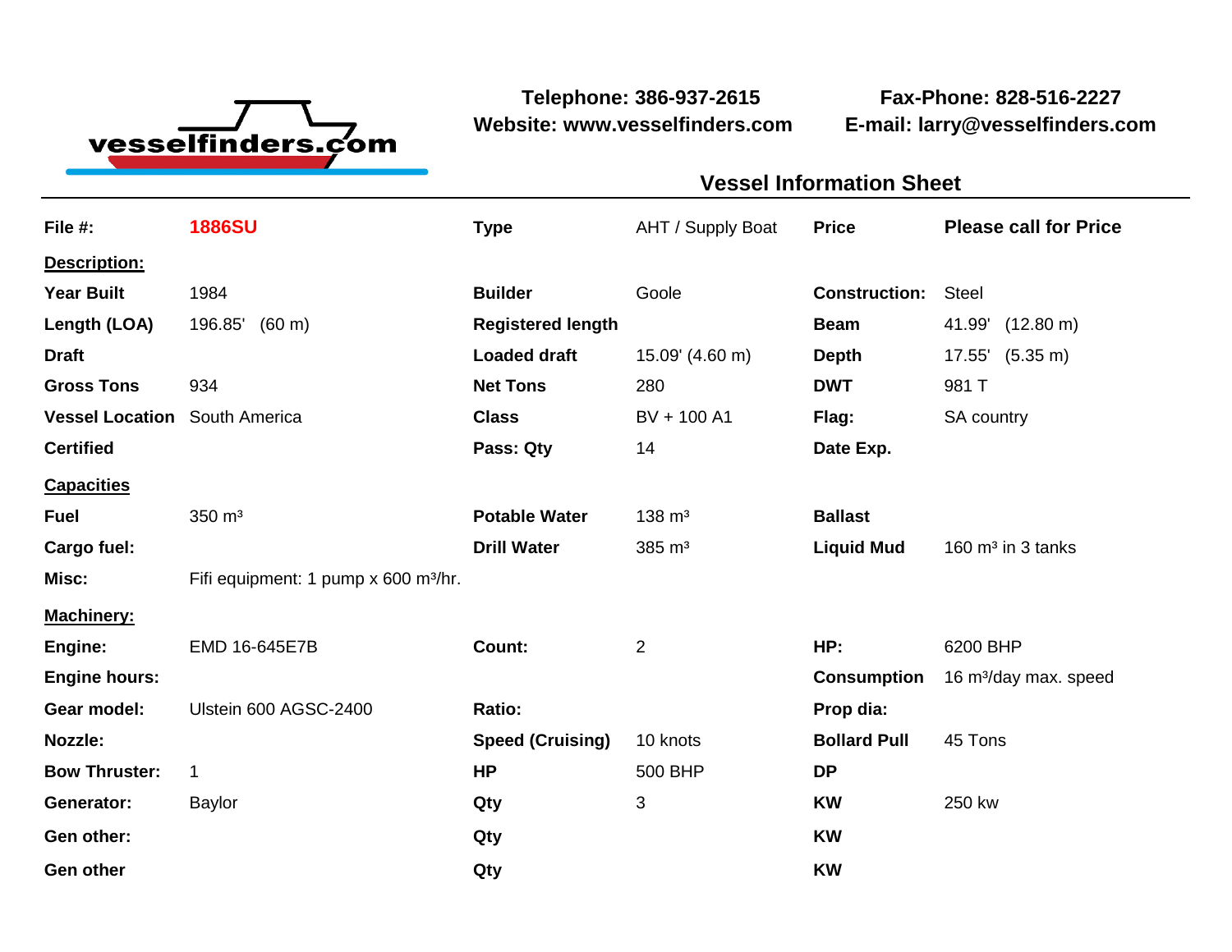vesselfinders.com

**Telephone: 386-937-2615**
**Website: www.vesselfinders.com**

**Fax-Phone: 828-516-2227**
**E-mail: larry@vesselfinders.com**

## Vessel Information Sheet

| | | | | | |
|---|---|---|---|---|---|
| **File #:** | **1886SU** | **Type** | AHT / Supply Boat | **Price** | **Please call for Price** |
| **Description:** | | | | | |
| **Year Built** | 1984 | **Builder** | Goole | **Construction:** | Steel |
| **Length (LOA)** | 196.85' (60 m) | **Registered length** | | **Beam** | 41.99' (12.80 m) |
| **Draft** | | **Loaded draft** | 15.09' (4.60 m) | **Depth** | 17.55' (5.35 m) |
| **Gross Tons** | 934 | **Net Tons** | 280 | **DWT** | 981 T |
| **Vessel Location** | South America | **Class** | BV + 100 A1 | **Flag:** | SA country |
| **Certified** | | **Pass: Qty** | 14 | **Date Exp.** | |
| **Capacities** | | | | | |
| **Fuel** | 350 m³ | **Potable Water** | 138 m³ | **Ballast** | |
| **Cargo fuel:** | | **Drill Water** | 385 m³ | **Liquid Mud** | 160 m³ in 3 tanks |
| **Misc:** | Fifi equipment: 1 pump x 600 m³/hr. | | | | |
| **Machinery:** | | | | | |
| **Engine:** | EMD 16-645E7B | **Count:** | 2 | **HP:** | 6200 BHP |
| **Engine hours:** | | | | **Consumption** | 16 m³/day max. speed |
| **Gear model:** | Ulstein 600 AGSC-2400 | **Ratio:** | | **Prop dia:** | |
| **Nozzle:** | | **Speed (Cruising)** | 10 knots | **Bollard Pull** | 45 Tons |
| **Bow Thruster:** | 1 | **HP** | 500 BHP | **DP** | |
| **Generator:** | Baylor | **Qty** | 3 | **KW** | 250 kw |
| **Gen other:** | | **Qty** | | **KW** | |
| **Gen other** | | **Qty** | | **KW** | |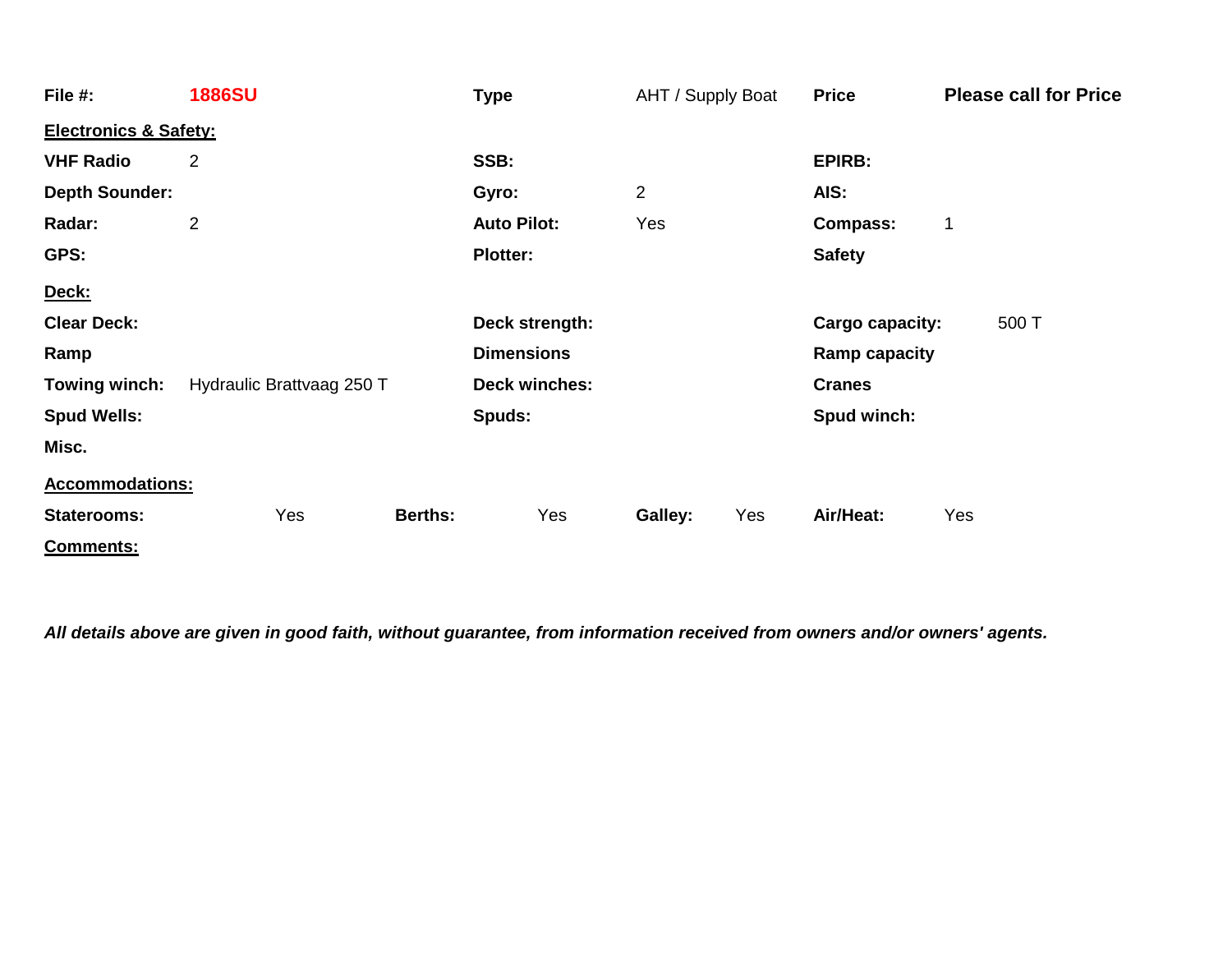| | | | | | |
|---|---|---|---|---|---|
| **File #:** | **1886SU** | **Type** | AHT / Supply Boat | **Price** | **Please call for Price** |

**Electronics & Safety:**

| | | | | | |
|---|---|---|---|---|---|
| **VHF Radio** | 2 | **SSB:** | | **EPIRB:** | |
| **Depth Sounder:** | | **Gyro:** | 2 | **AIS:** | |
| **Radar:** | 2 | **Auto Pilot:** | Yes | **Compass:** | 1 |
| **GPS:** | | **Plotter:** | | **Safety** | |

**Deck:**

| | | | | | |
|---|---|---|---|---|---|
| **Clear Deck:** | | **Deck strength:** | | **Cargo capacity:** | 500 T |
| **Ramp** | | **Dimensions** | | **Ramp capacity** | |
| **Towing winch:** | Hydraulic Brattvaag 250 T | **Deck winches:** | | **Cranes** | |
| **Spud Wells:** | | **Spuds:** | | **Spud winch:** | |
| **Misc.** | | | | | |

**Accommodations:**

| | | | | | | | |
|---|---|---|---|---|---|---|---|
| **Staterooms:** | Yes | **Berths:** | Yes | **Galley:** | Yes | **Air/Heat:** | Yes |

**Comments:**

***All details above are given in good faith, without guarantee, from information received from owners and/or owners' agents.***